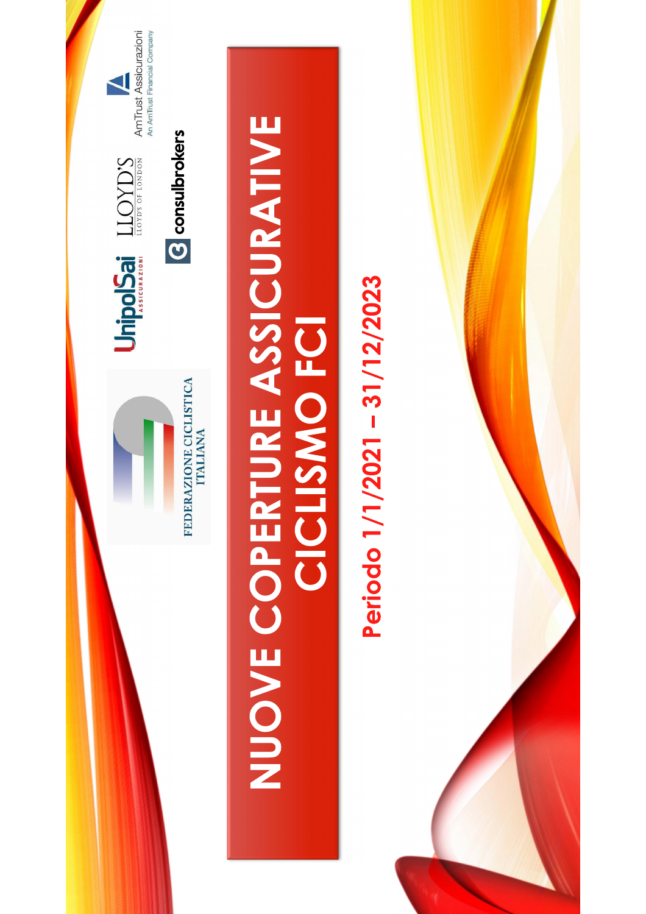FEDERAZIONE CICLISTICA ITALIANA

UnipolSai ASSICURAZIONI

LLOYD'S
LLOYD'S OF LONDON

AmTrust Assicurazioni
An AmTrust Financial Company

consulbrokers

# NUOVE COPERTURE ASSICURATIVE CICLISMO FCI

**Periodo 1/1/2021 – 31/12/2023**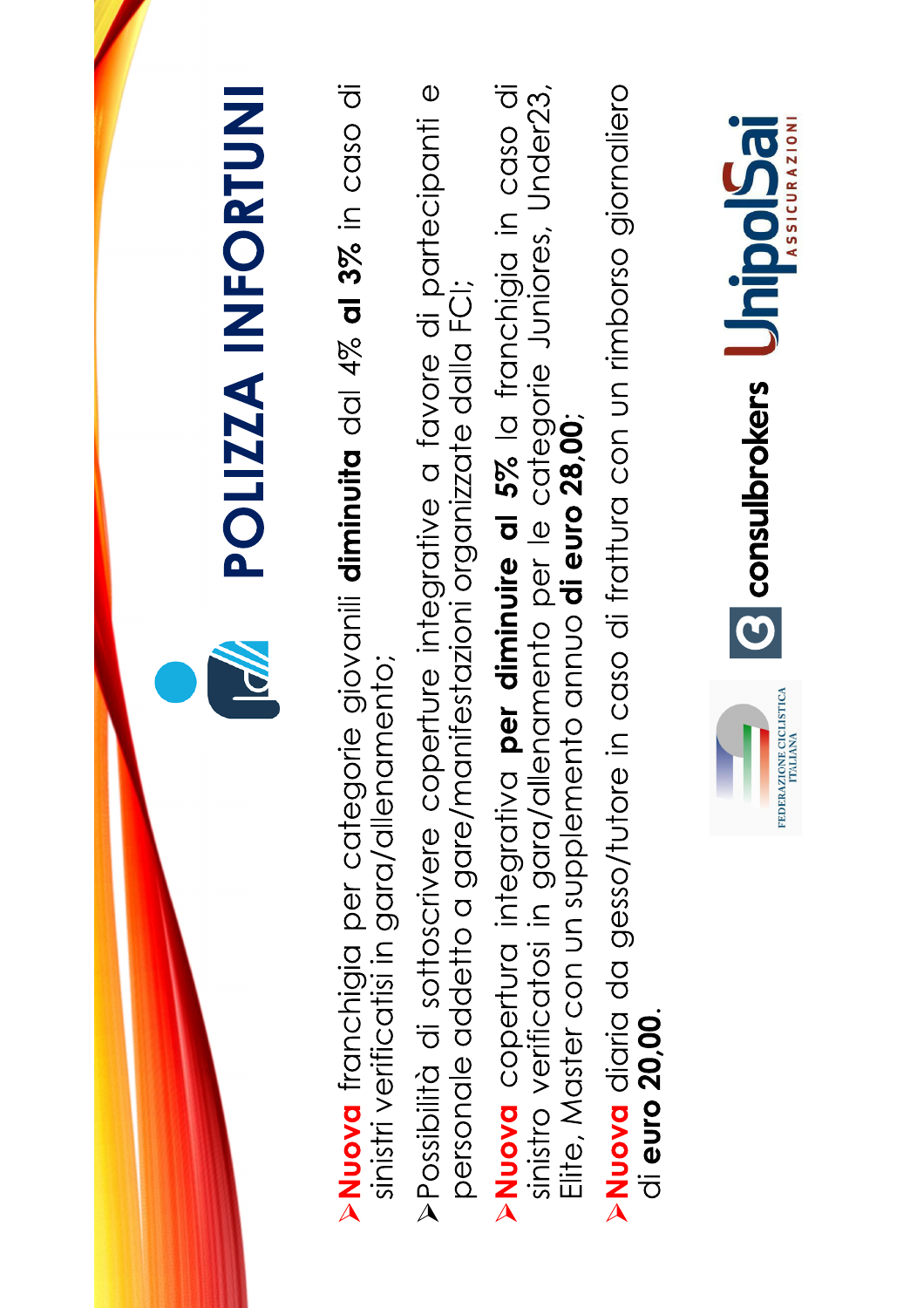# POLIZZA INFORTUNI

- **Nuova** franchigia per categorie giovanili **diminuita** dal 4% **al 3%** in caso di sinistri verificatisi in gara/allenamento;
- Possibilità di sottoscrivere coperture integrative a favore di partecipanti e personale addetto a gare/manifestazioni organizzate dalla FCI;
- **Nuova** copertura integrativa **per diminuire al 5%** la franchigia in caso di sinistro verificatosi in gara/allenamento per le categorie Juniores, Under23, Elite, Master con un supplemento annuo **di euro 28,00**;
- **Nuova** diaria da gesso/tutore in caso di frattura con un rimborso giornaliero di **euro 20,00**.

FEDERAZIONE CICLISTICA ITALIANA

consulbrokers

UnipolSai ASSICURAZIONI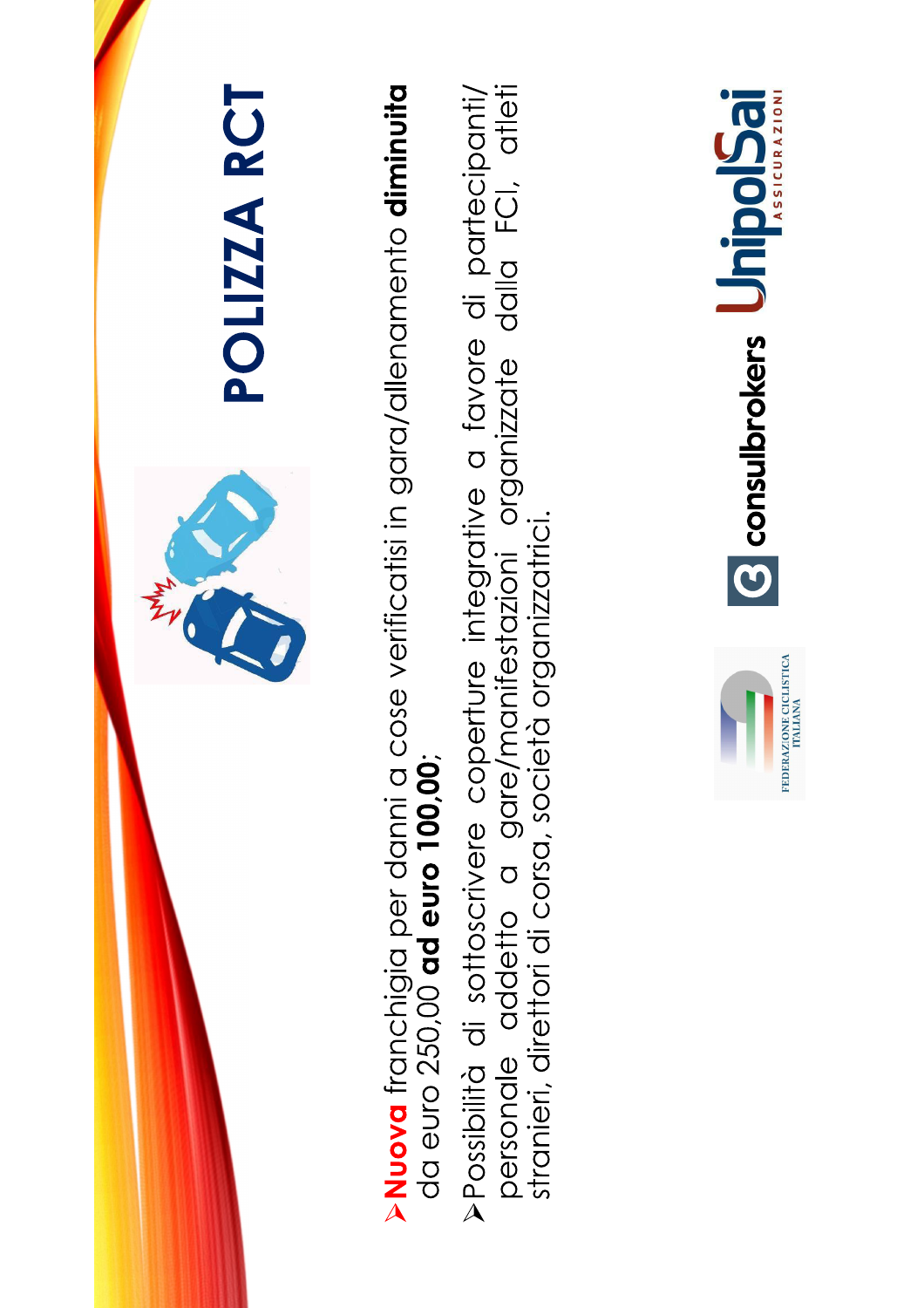# POLIZZA RCT

- **Nuova** franchigia per danni a cose verificatisi in gara/allenamento **diminuita** da euro 250,00 **ad euro 100,00**;
- Possibilità di sottoscrivere coperture integrative a favore di partecipanti/ personale addetto a gare/manifestazioni organizzate dalla FCI, atleti stranieri, direttori di corsa, società organizzatrici.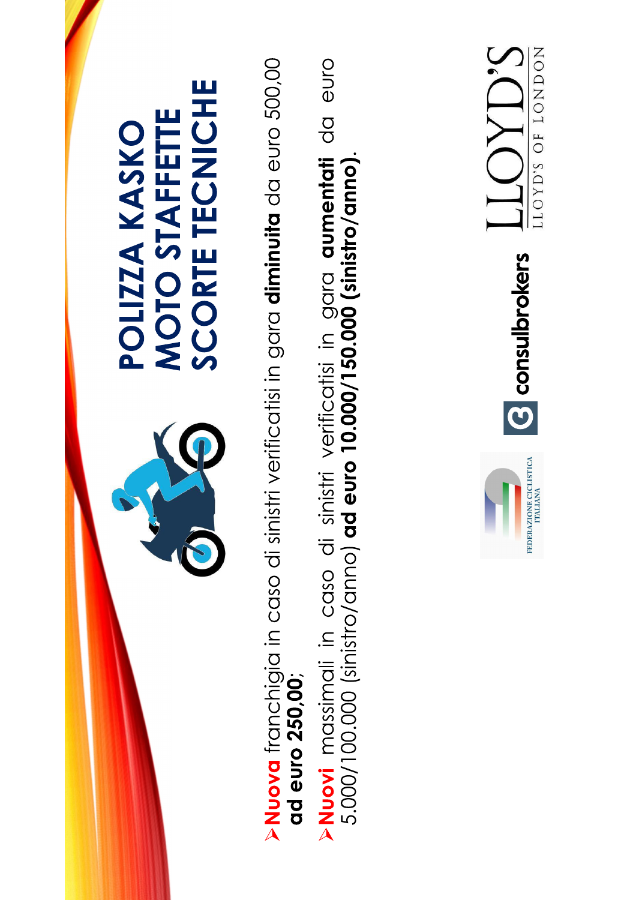# POLIZZA KASKO MOTO STAFFETTE SCORTE TECNICHE

- **Nuova** franchigia in caso di sinistri verificatisi in gara **diminuita** da euro 500,00 **ad euro 250,00**;
- **Nuovi** massimali in caso di sinistri verificatisi in gara **aumentati** da euro 5.000/100.000 (sinistro/anno) **ad euro 10.000/150.000 (sinistro/anno)**.

FEDERAZIONE CICLISTICA ITALIANA

consulbrokers

LLOYD'S
LLOYD'S OF LONDON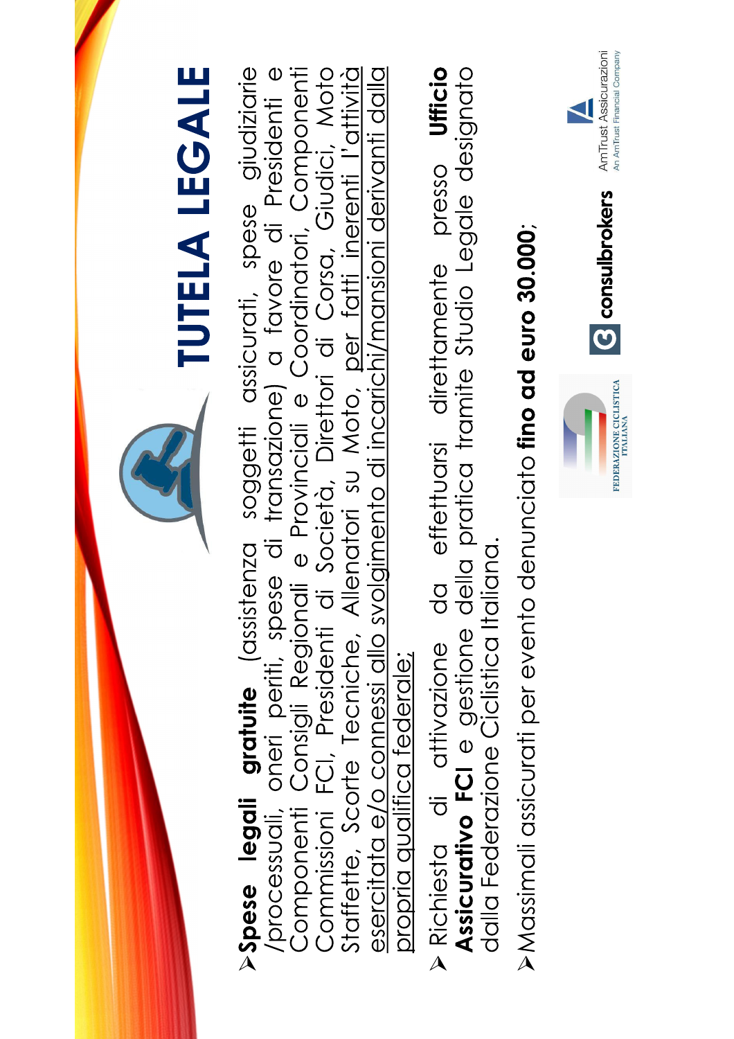# TUTELA LEGALE

- **Spese legali gratuite** (assistenza soggetti assicurati, spese giudiziarie /processuali, oneri periti, spese di transazione) a favore di Presidenti e Componenti Consigli Regionali e Provinciali e Coordinatori, Componenti Commissioni FCI, Presidenti di Società, Direttori di Corsa, Giudici, Moto Staffette, Scorte Tecniche, Allenatori su Moto, per fatti inerenti l'attività esercitata e/o connessi allo svolgimento di incarichi/mansioni derivanti dalla propria qualifica federale;

- Richiesta di attivazione da effettuarsi direttamente presso **Ufficio Assicurativo FCI** e gestione della pratica tramite Studio Legale designato dalla Federazione Ciclistica Italiana.

- Massimali assicurati per evento denunciato **fino ad euro 30.000**;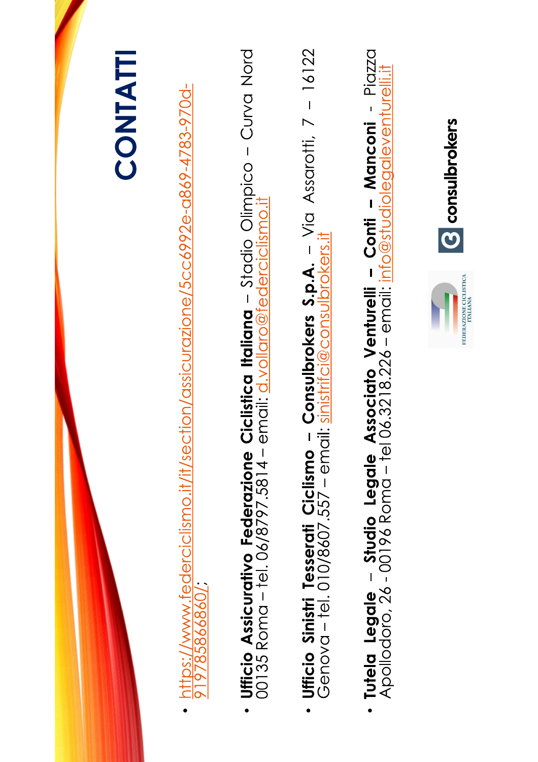# CONTATTI

- https://www.federciclismo.it/it/section/assicurazione/5cc6992e-a869-4783-970d-919785866860/;
- **Ufficio Assicurativo Federazione Ciclistica Italiana** – Stadio Olimpico – Curva Nord 00135 Roma – tel. 06/8797.5814 – email: d.vollaro@federciclismo.it
- **Ufficio Sinistri Tesserati Ciclismo – Consulbrokers S.p.A.** – Via Assarotti, 7 – 16122 Genova – tel. 010/8607.557 – email: sinistrifci@consulbrokers.it
- **Tutela Legale** – **Studio Legale Associato Venturelli – Conti – Manconi** - Piazza Apollodoro, 26 - 00196 Roma – tel 06.3218.226 – email: info@studiolegaleventurelli.it

FEDERAZIONE CICLISTICA ITALIANA

consulbrokers